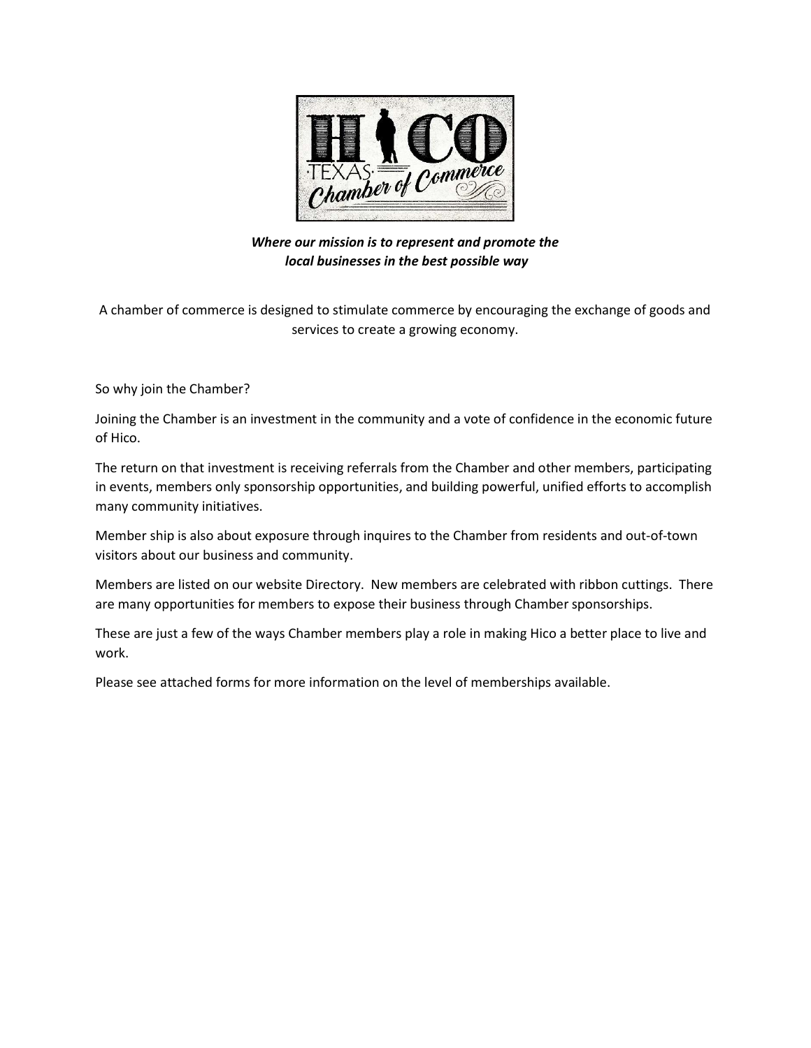HICO TEXAS Chamber of Commerce

***Where our mission is to represent and promote the local businesses in the best possible way***

A chamber of commerce is designed to stimulate commerce by encouraging the exchange of goods and services to create a growing economy.

So why join the Chamber?

Joining the Chamber is an investment in the community and a vote of confidence in the economic future of Hico.

The return on that investment is receiving referrals from the Chamber and other members, participating in events, members only sponsorship opportunities, and building powerful, unified efforts to accomplish many community initiatives.

Member ship is also about exposure through inquires to the Chamber from residents and out-of-town visitors about our business and community.

Members are listed on our website Directory. New members are celebrated with ribbon cuttings. There are many opportunities for members to expose their business through Chamber sponsorships.

These are just a few of the ways Chamber members play a role in making Hico a better place to live and work.

Please see attached forms for more information on the level of memberships available.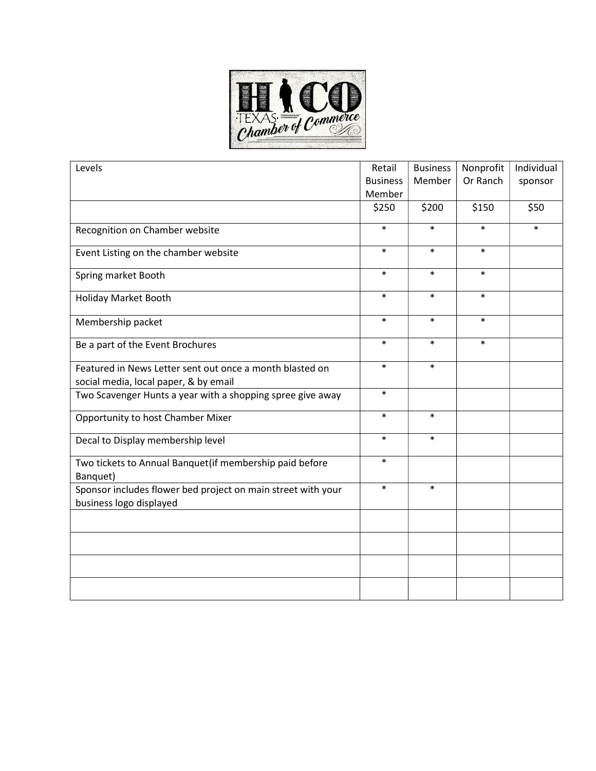Hico Texas Chamber of Commerce

| Levels | Retail Business Member | Business Member | Nonprofit Or Ranch | Individual sponsor |
|---|---|---|---|---|
| | $250 | $200 | $150 | $50 |
| Recognition on Chamber website | * | * | * | * |
| Event Listing on the chamber website | * | * | * | |
| Spring market Booth | * | * | * | |
| Holiday Market Booth | * | * | * | |
| Membership packet | * | * | * | |
| Be a part of the Event Brochures | * | * | * | |
| Featured in News Letter sent out once a month blasted on social media, local paper, & by email | * | * | | |
| Two Scavenger Hunts a year with a shopping spree give away | * | | | |
| Opportunity to host Chamber Mixer | * | * | | |
| Decal to Display membership level | * | * | | |
| Two tickets to Annual Banquet(if membership paid before Banquet) | * | | | |
| Sponsor includes flower bed project on main street with your business logo displayed | * | * | | |
| | | | | |
| | | | | |
| | | | | |
| | | | | |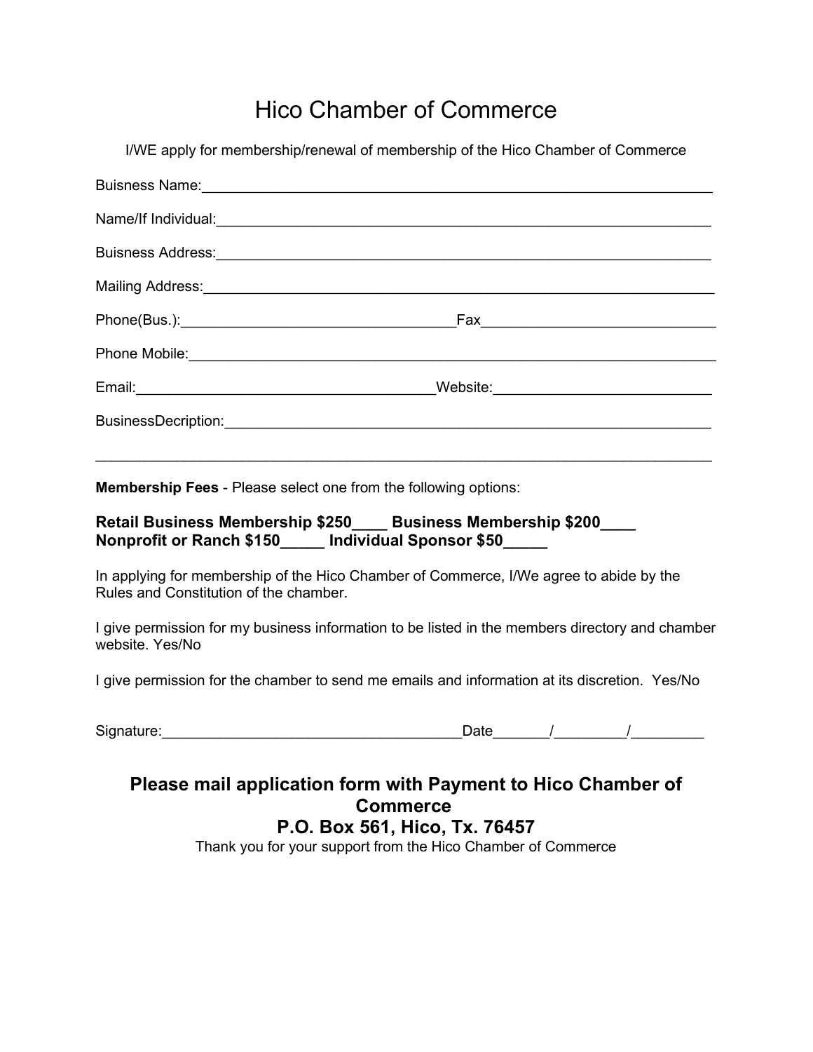# Hico Chamber of Commerce

I/WE apply for membership/renewal of membership of the Hico Chamber of Commerce

Buisness Name:_______________________________________________________________

Name/If Individual:____________________________________________________________

Buisness Address:_____________________________________________________________

Mailing Address:_______________________________________________________________

Phone(Bus.):_________________________________Fax____________________________

Phone Mobile:_________________________________________________________________

Email:____________________________________Website:__________________________

BusinessDecription:____________________________________________________________

______________________________________________________________________________

**Membership Fees** - Please select one from the following options:

**Retail Business Membership $250____ Business Membership $200____**
**Nonprofit or Ranch $150_____ Individual Sponsor $50_____**

In applying for membership of the Hico Chamber of Commerce, I/We agree to abide by the Rules and Constitution of the chamber.

I give permission for my business information to be listed in the members directory and chamber website. Yes/No

I give permission for the chamber to send me emails and information at its discretion. Yes/No

Signature:____________________________________Date_______/_________/_________

**Please mail application form with Payment to Hico Chamber of Commerce**
**P.O. Box 561, Hico, Tx. 76457**

Thank you for your support from the Hico Chamber of Commerce